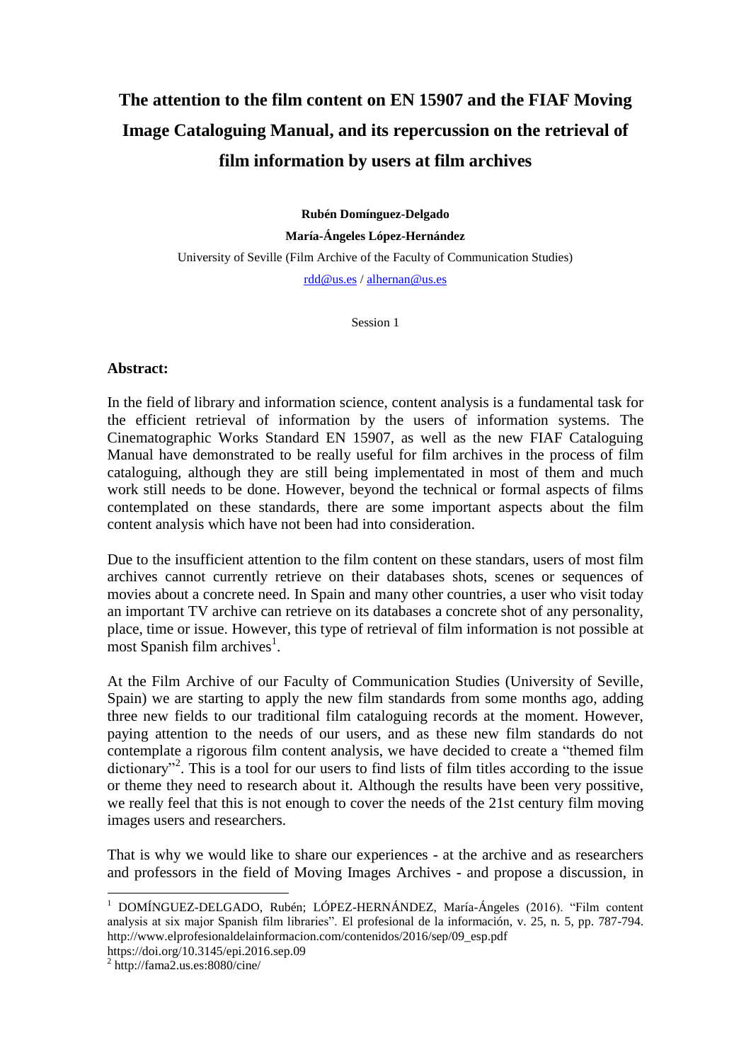# The attention to the film content on EN 15907 and the FIAF Moving Image Cataloguing Manual, and its repercussion on the retrieval of film information by users at film archives

**Rubén Domínguez-Delgado**

**María-Ángeles López-Hernández**

University of Seville (Film Archive of the Faculty of Communication Studies)

rdd@us.es / alhernan@us.es

Session 1

## Abstract:

In the field of library and information science, content analysis is a fundamental task for the efficient retrieval of information by the users of information systems. The Cinematographic Works Standard EN 15907, as well as the new FIAF Cataloguing Manual have demonstrated to be really useful for film archives in the process of film cataloguing, although they are still being implementated in most of them and much work still needs to be done. However, beyond the technical or formal aspects of films contemplated on these standards, there are some important aspects about the film content analysis which have not been had into consideration.

Due to the insufficient attention to the film content on these standars, users of most film archives cannot currently retrieve on their databases shots, scenes or sequences of movies about a concrete need. In Spain and many other countries, a user who visit today an important TV archive can retrieve on its databases a concrete shot of any personality, place, time or issue. However, this type of retrieval of film information is not possible at most Spanish film archives[1].

At the Film Archive of our Faculty of Communication Studies (University of Seville, Spain) we are starting to apply the new film standards from some months ago, adding three new fields to our traditional film cataloguing records at the moment. However, paying attention to the needs of our users, and as these new film standards do not contemplate a rigorous film content analysis, we have decided to create a "themed film dictionary"[2]. This is a tool for our users to find lists of film titles according to the issue or theme they need to research about it. Although the results have been very possitive, we really feel that this is not enough to cover the needs of the 21st century film moving images users and researchers.

That is why we would like to share our experiences - at the archive and as researchers and professors in the field of Moving Images Archives - and propose a discussion, in

---

[1] DOMÍNGUEZ-DELGADO, Rubén; LÓPEZ-HERNÁNDEZ, María-Ángeles (2016). "Film content analysis at six major Spanish film libraries". El profesional de la información, v. 25, n. 5, pp. 787-794. http://www.elprofesionaldelainformacion.com/contenidos/2016/sep/09_esp.pdf https://doi.org/10.3145/epi.2016.sep.09

[2] http://fama2.us.es:8080/cine/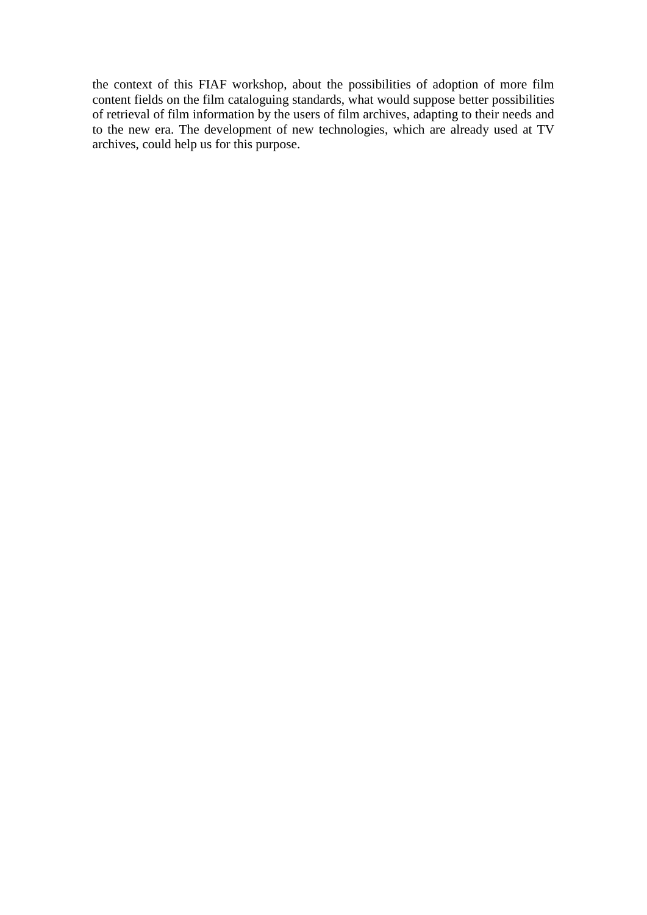the context of this FIAF workshop, about the possibilities of adoption of more film content fields on the film cataloguing standards, what would suppose better possibilities of retrieval of film information by the users of film archives, adapting to their needs and to the new era. The development of new technologies, which are already used at TV archives, could help us for this purpose.